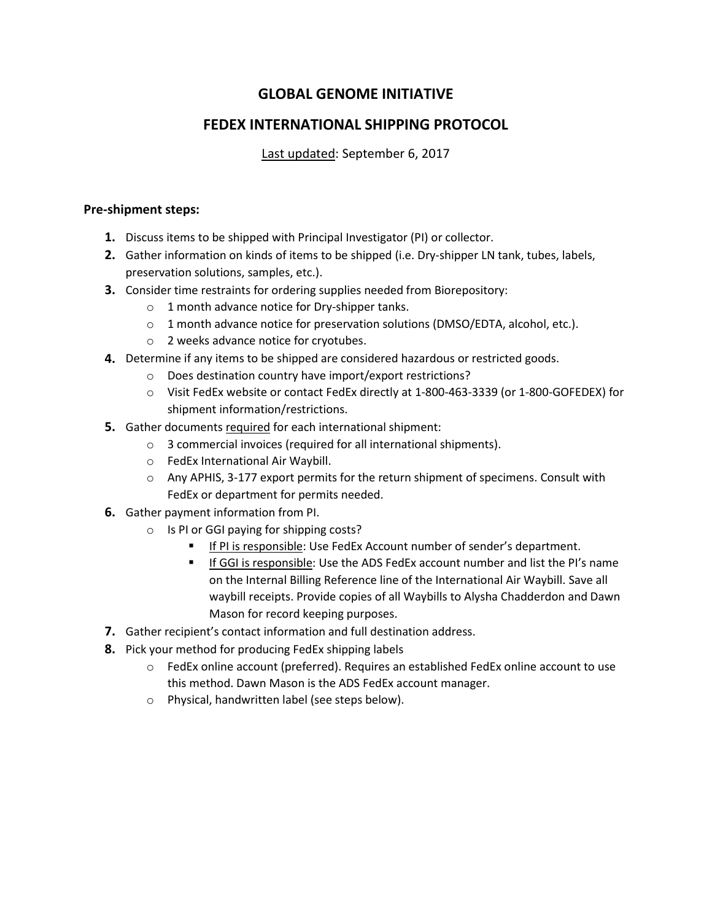# GLOBAL GENOME INITIATIVE

# FEDEX INTERNATIONAL SHIPPING PROTOCOL

<u>Last updated</u>: September 6, 2017

**Pre-shipment steps:**

1. Discuss items to be shipped with Principal Investigator (PI) or collector.
2. Gather information on kinds of items to be shipped (i.e. Dry-shipper LN tank, tubes, labels, preservation solutions, samples, etc.).
3. Consider time restraints for ordering supplies needed from Biorepository:
    - 1 month advance notice for Dry-shipper tanks.
    - 1 month advance notice for preservation solutions (DMSO/EDTA, alcohol, etc.).
    - 2 weeks advance notice for cryotubes.
4. Determine if any items to be shipped are considered hazardous or restricted goods.
    - Does destination country have import/export restrictions?
    - Visit FedEx website or contact FedEx directly at 1-800-463-3339 (or 1-800-GOFEDEX) for shipment information/restrictions.
5. Gather documents <u>required</u> for each international shipment:
    - 3 commercial invoices (required for all international shipments).
    - FedEx International Air Waybill.
    - Any APHIS, 3-177 export permits for the return shipment of specimens. Consult with FedEx or department for permits needed.
6. Gather payment information from PI.
    - Is PI or GGI paying for shipping costs?
        - <u>If PI is responsible</u>: Use FedEx Account number of sender's department.
        - <u>If GGI is responsible</u>: Use the ADS FedEx account number and list the PI's name on the Internal Billing Reference line of the International Air Waybill. Save all waybill receipts. Provide copies of all Waybills to Alysha Chadderdon and Dawn Mason for record keeping purposes.
7. Gather recipient's contact information and full destination address.
8. Pick your method for producing FedEx shipping labels
    - FedEx online account (preferred). Requires an established FedEx online account to use this method. Dawn Mason is the ADS FedEx account manager.
    - Physical, handwritten label (see steps below).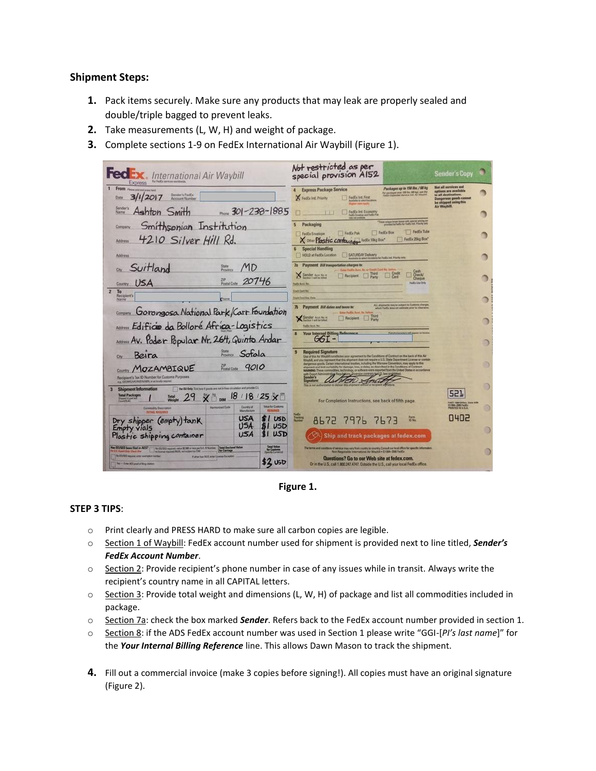### Shipment Steps:

1. Pack items securely. Make sure any products that may leak are properly sealed and double/triple bagged to prevent leaks.
2. Take measurements (L, W, H) and weight of package.
3. Complete sections 1-9 on FedEx International Air Waybill (Figure 1).

**Figure 1.**

**STEP 3 TIPS**:

- Print clearly and PRESS HARD to make sure all carbon copies are legible.
- Section 1 of Waybill: FedEx account number used for shipment is provided next to line titled, ***Sender's FedEx Account Number***.
- Section 2: Provide recipient's phone number in case of any issues while in transit. Always write the recipient's country name in all CAPITAL letters.
- Section 3: Provide total weight and dimensions (L, W, H) of package and list all commodities included in package.
- Section 7a: check the box marked ***Sender***. Refers back to the FedEx account number provided in section 1.
- Section 8: if the ADS FedEx account number was used in Section 1 please write "GGI-[*PI's last name*]" for the ***Your Internal Billing Reference*** line. This allows Dawn Mason to track the shipment.

4. Fill out a commercial invoice (make 3 copies before signing!). All copies must have an original signature (Figure 2).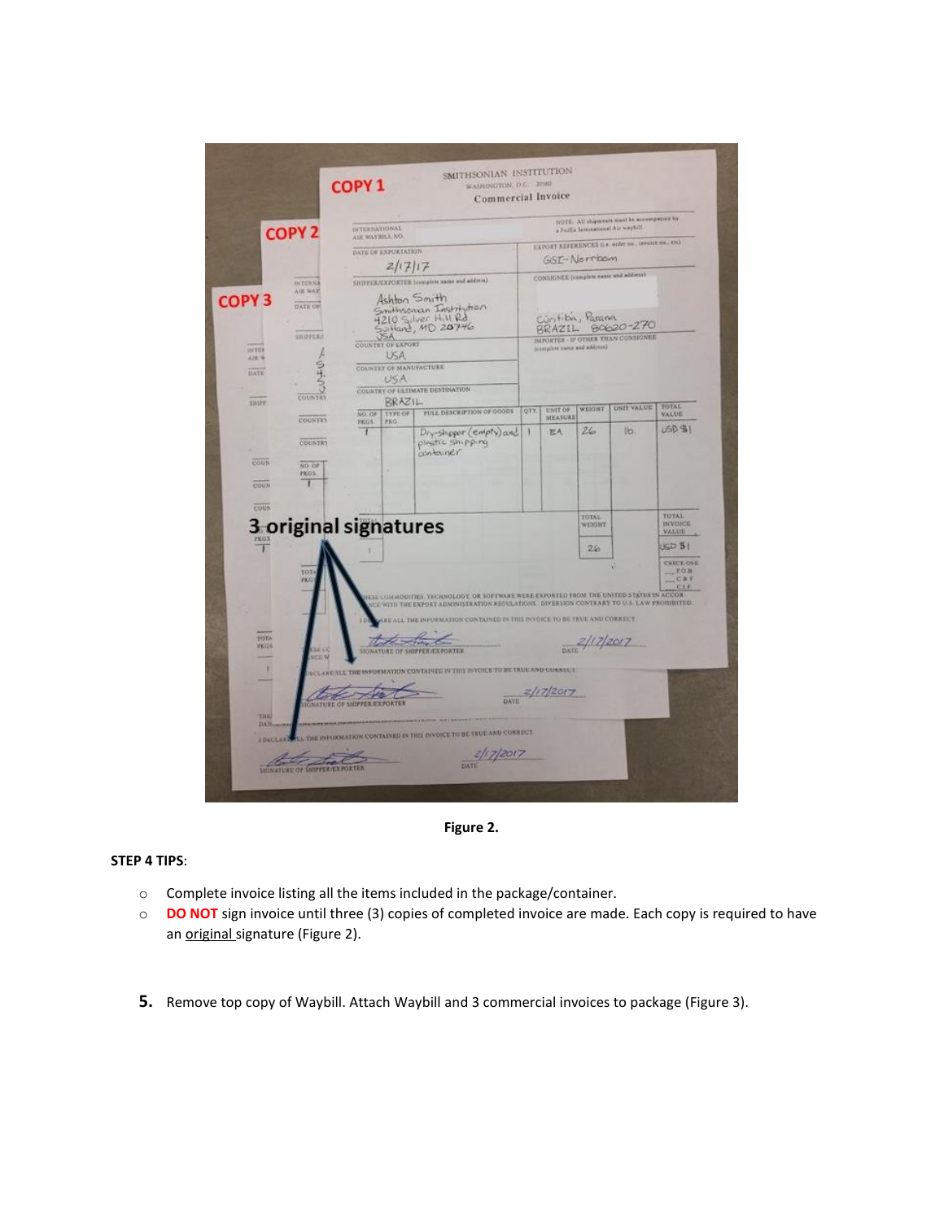Figure 2.

**STEP 4 TIPS**:

- Complete invoice listing all the items included in the package/container.
- **DO NOT** sign invoice until three (3) copies of completed invoice are made. Each copy is required to have an original signature (Figure 2).

5. Remove top copy of Waybill. Attach Waybill and 3 commercial invoices to package (Figure 3).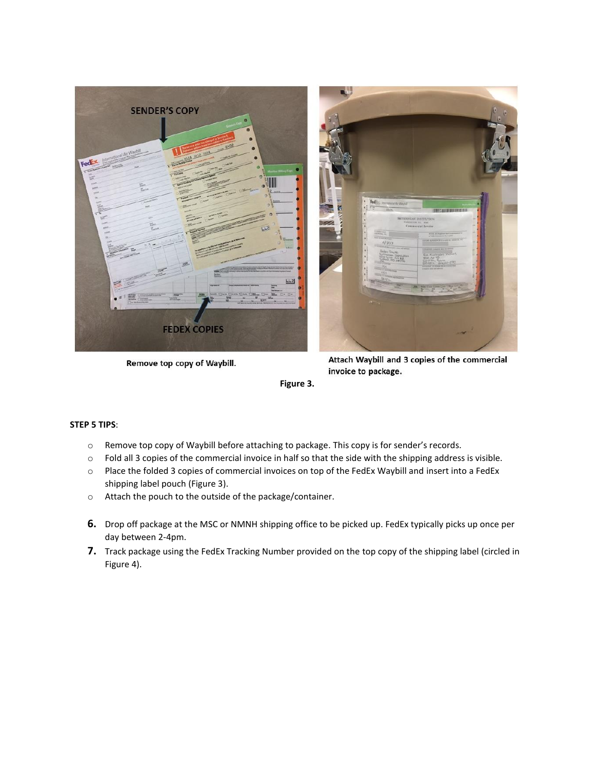Remove top copy of Waybill.

Attach Waybill and 3 copies of the commercial invoice to package.

**Figure 3.**

**STEP 5 TIPS**:

- Remove top copy of Waybill before attaching to package. This copy is for sender's records.
- Fold all 3 copies of the commercial invoice in half so that the side with the shipping address is visible.
- Place the folded 3 copies of commercial invoices on top of the FedEx Waybill and insert into a FedEx shipping label pouch (Figure 3).
- Attach the pouch to the outside of the package/container.

6. Drop off package at the MSC or NMNH shipping office to be picked up. FedEx typically picks up once per day between 2-4pm.
7. Track package using the FedEx Tracking Number provided on the top copy of the shipping label (circled in Figure 4).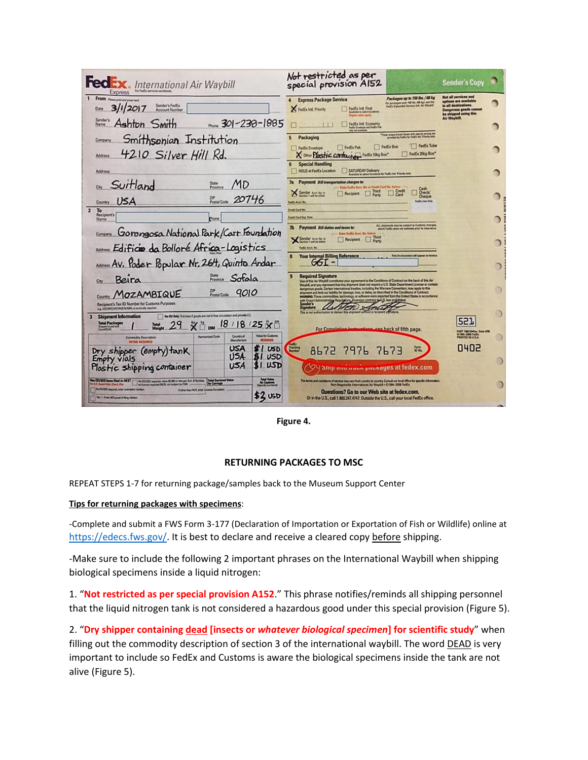Figure 4.

## RETURNING PACKAGES TO MSC

REPEAT STEPS 1-7 for returning package/samples back to the Museum Support Center

**Tips for returning packages with specimens**:

-Complete and submit a FWS Form 3-177 (Declaration of Importation or Exportation of Fish or Wildlife) online at https://edecs.fws.gov/. It is best to declare and receive a cleared copy before shipping.

-Make sure to include the following 2 important phrases on the International Waybill when shipping biological specimens inside a liquid nitrogen:

1. "**Not restricted as per special provision A152**." This phrase notifies/reminds all shipping personnel that the liquid nitrogen tank is not considered a hazardous good under this special provision (Figure 5).

2. "**Dry shipper containing dead [insects or *whatever biological specimen*] for scientific study**" when filling out the commodity description of section 3 of the international waybill. The word DEAD is very important to include so FedEx and Customs is aware the biological specimens inside the tank are not alive (Figure 5).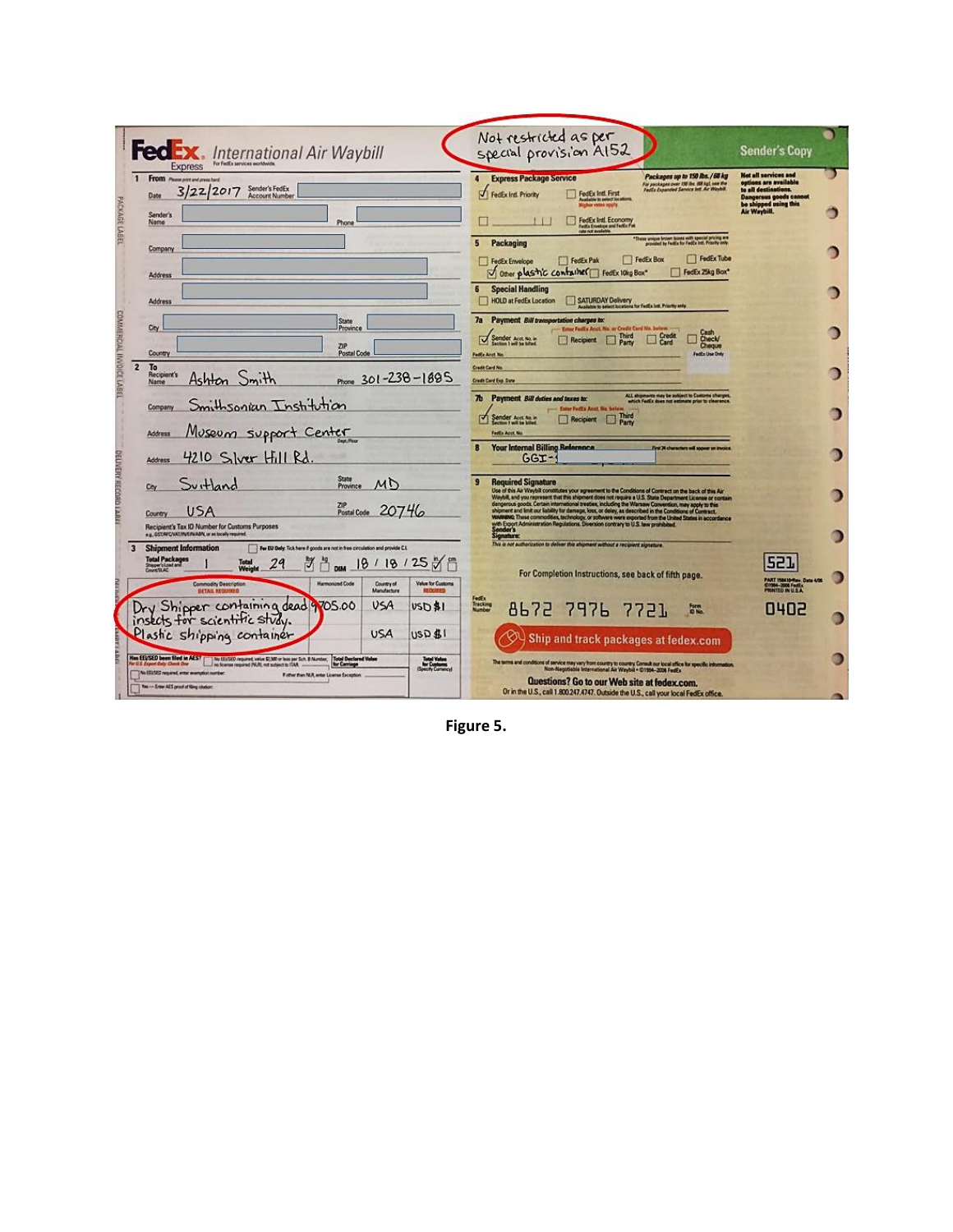Figure 5.